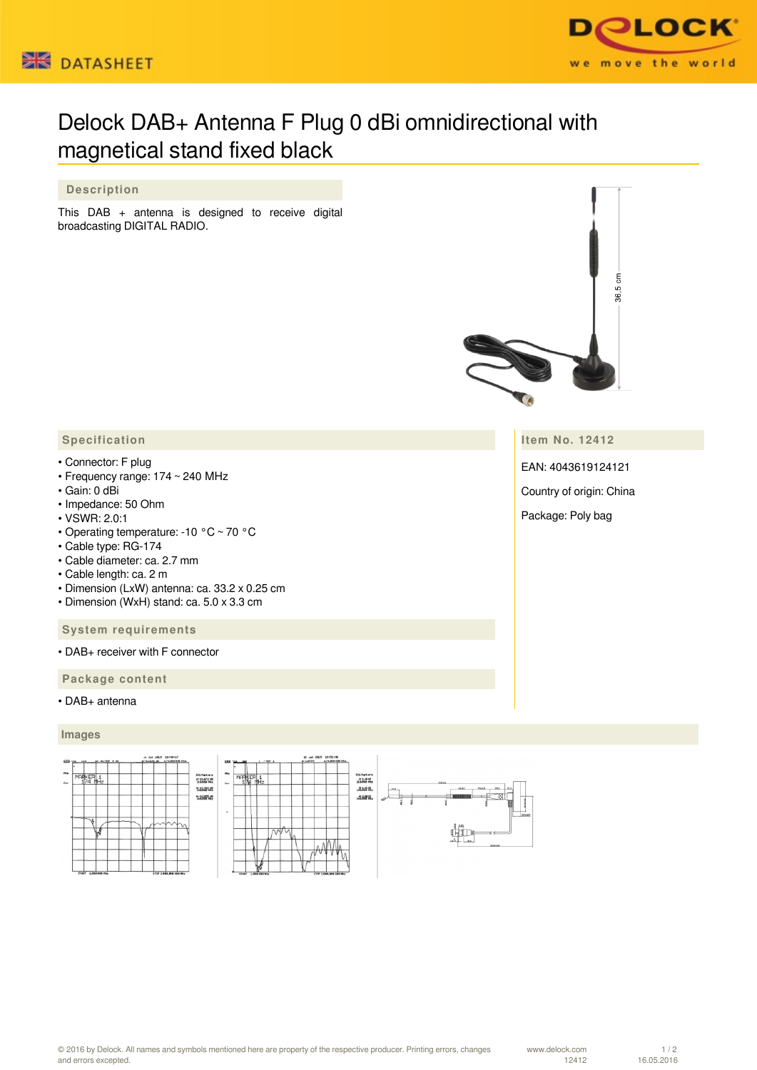# Delock DAB+ Antenna F Plug 0 dBi omnidirectional with magnetical stand fixed black

## Description

This DAB + antenna is designed to receive digital broadcasting DIGITAL RADIO.

## Specification

- Connector: F plug
- Frequency range: 174 ~ 240 MHz
- Gain: 0 dBi
- Impedance: 50 Ohm
- VSWR: 2.0:1
- Operating temperature: -10 °C ~ 70 °C
- Cable type: RG-174
- Cable diameter: ca. 2.7 mm
- Cable length: ca. 2 m
- Dimension (LxW) antenna: ca. 33.2 x 0.25 cm
- Dimension (WxH) stand: ca. 5.0 x 3.3 cm

## Item No. 12412

EAN: 4043619124121

Country of origin: China

Package: Poly bag

## System requirements

- DAB+ receiver with F connector

## Package content

- DAB+ antenna

## Images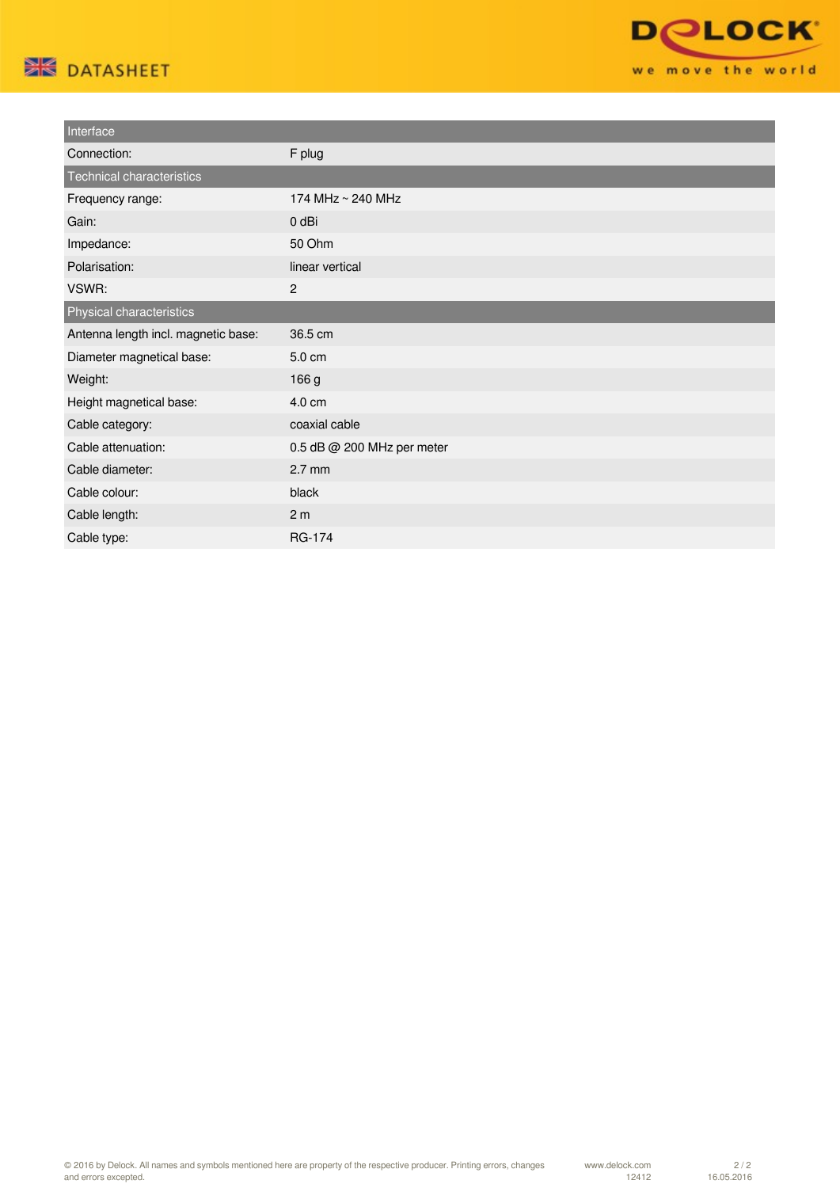| | |
|---|---|
| **Interface** | |
| Connection: | F plug |
| **Technical characteristics** | |
| Frequency range: | 174 MHz ~ 240 MHz |
| Gain: | 0 dBi |
| Impedance: | 50 Ohm |
| Polarisation: | linear vertical |
| VSWR: | 2 |
| **Physical characteristics** | |
| Antenna length incl. magnetic base: | 36.5 cm |
| Diameter magnetical base: | 5.0 cm |
| Weight: | 166 g |
| Height magnetical base: | 4.0 cm |
| Cable category: | coaxial cable |
| Cable attenuation: | 0.5 dB @ 200 MHz per meter |
| Cable diameter: | 2.7 mm |
| Cable colour: | black |
| Cable length: | 2 m |
| Cable type: | RG-174 |